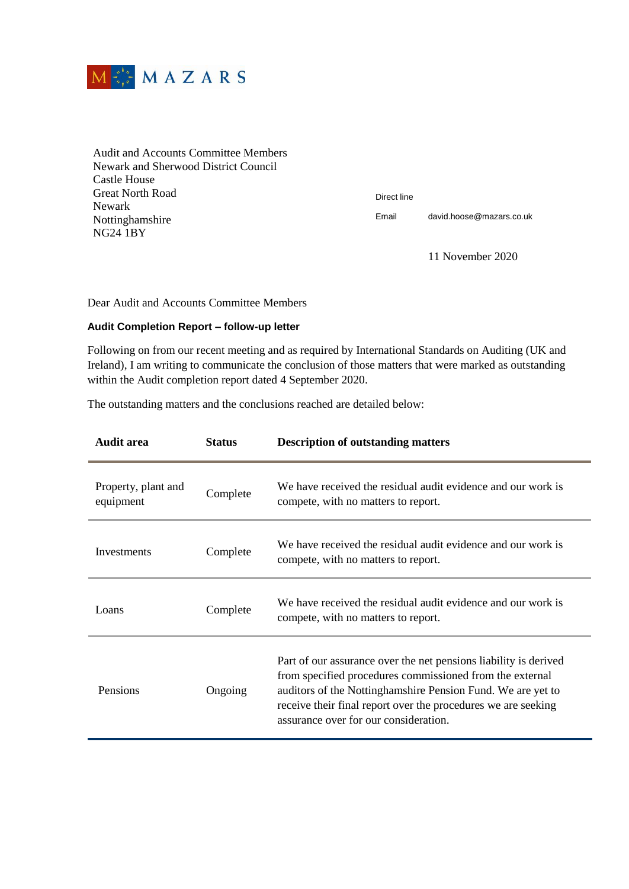MAZARS

Audit and Accounts Committee Members
Newark and Sherwood District Council
Castle House
Great North Road
Newark
Nottinghamshire
NG24 1BY

Direct line

Email david.hoose@mazars.co.uk

11 November 2020

Dear Audit and Accounts Committee Members

**Audit Completion Report – follow-up letter**

Following on from our recent meeting and as required by International Standards on Auditing (UK and Ireland), I am writing to communicate the conclusion of those matters that were marked as outstanding within the Audit completion report dated 4 September 2020.

The outstanding matters and the conclusions reached are detailed below:

| Audit area | Status | Description of outstanding matters |
|---|---|---|
| Property, plant and equipment | Complete | We have received the residual audit evidence and our work is compete, with no matters to report. |
| Investments | Complete | We have received the residual audit evidence and our work is compete, with no matters to report. |
| Loans | Complete | We have received the residual audit evidence and our work is compete, with no matters to report. |
| Pensions | Ongoing | Part of our assurance over the net pensions liability is derived from specified procedures commissioned from the external auditors of the Nottinghamshire Pension Fund. We are yet to receive their final report over the procedures we are seeking assurance over for our consideration. |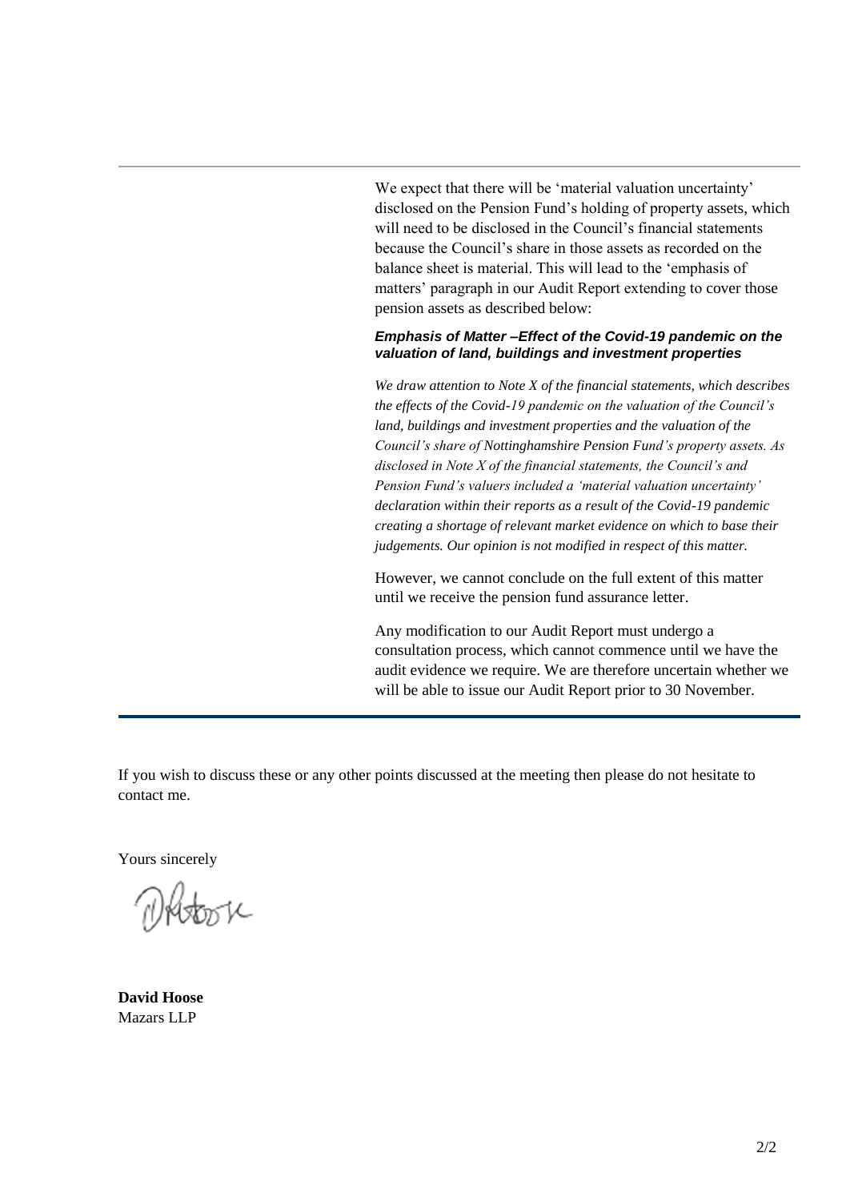We expect that there will be 'material valuation uncertainty' disclosed on the Pension Fund's holding of property assets, which will need to be disclosed in the Council's financial statements because the Council's share in those assets as recorded on the balance sheet is material. This will lead to the 'emphasis of matters' paragraph in our Audit Report extending to cover those pension assets as described below:

***Emphasis of Matter –Effect of the Covid-19 pandemic on the valuation of land, buildings and investment properties***

*We draw attention to Note X of the financial statements, which describes the effects of the Covid-19 pandemic on the valuation of the Council's land, buildings and investment properties and the valuation of the Council's share of Nottinghamshire Pension Fund's property assets. As disclosed in Note X of the financial statements, the Council's and Pension Fund's valuers included a 'material valuation uncertainty' declaration within their reports as a result of the Covid-19 pandemic creating a shortage of relevant market evidence on which to base their judgements. Our opinion is not modified in respect of this matter.*

However, we cannot conclude on the full extent of this matter until we receive the pension fund assurance letter.

Any modification to our Audit Report must undergo a consultation process, which cannot commence until we have the audit evidence we require. We are therefore uncertain whether we will be able to issue our Audit Report prior to 30 November.

If you wish to discuss these or any other points discussed at the meeting then please do not hesitate to contact me.

Yours sincerely

**David Hoose**
Mazars LLP